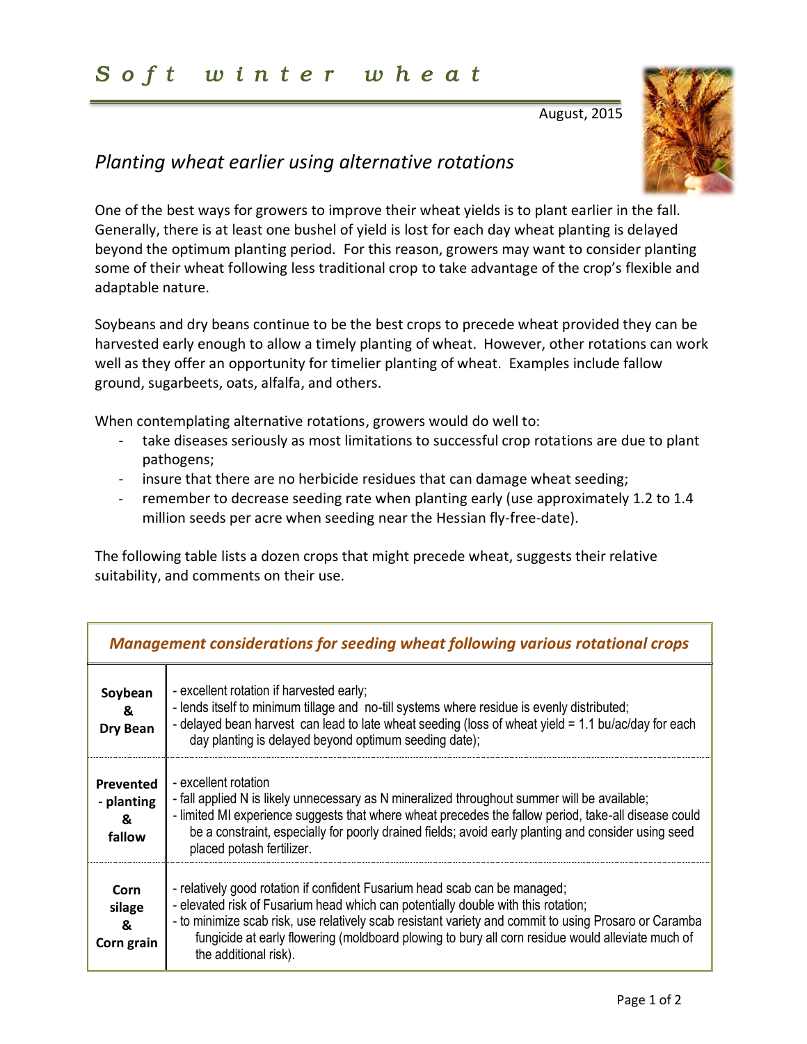# Soft winter wheat

August, 2015

## *Planting wheat earlier using alternative rotations*

One of the best ways for growers to improve their wheat yields is to plant earlier in the fall. Generally, there is at least one bushel of yield is lost for each day wheat planting is delayed beyond the optimum planting period. For this reason, growers may want to consider planting some of their wheat following less traditional crop to take advantage of the crop's flexible and adaptable nature.

Soybeans and dry beans continue to be the best crops to precede wheat provided they can be harvested early enough to allow a timely planting of wheat. However, other rotations can work well as they offer an opportunity for timelier planting of wheat. Examples include fallow ground, sugarbeets, oats, alfalfa, and others.

When contemplating alternative rotations, growers would do well to:

- take diseases seriously as most limitations to successful crop rotations are due to plant pathogens;
- insure that there are no herbicide residues that can damage wheat seeding;
- remember to decrease seeding rate when planting early (use approximately 1.2 to 1.4 million seeds per acre when seeding near the Hessian fly-free-date).

The following table lists a dozen crops that might precede wheat, suggests their relative suitability, and comments on their use.

| *Management considerations for seeding wheat following various rotational crops* | |
|---|---|
| **Soybean & Dry Bean** | - excellent rotation if harvested early;<br>- lends itself to minimum tillage and no-till systems where residue is evenly distributed;<br>- delayed bean harvest can lead to late wheat seeding (loss of wheat yield = 1.1 bu/ac/day for each day planting is delayed beyond optimum seeding date); |
| **Prevented - planting & fallow** | - excellent rotation<br>- fall applied N is likely unnecessary as N mineralized throughout summer will be available;<br>- limited MI experience suggests that where wheat precedes the fallow period, take-all disease could be a constraint, especially for poorly drained fields; avoid early planting and consider using seed placed potash fertilizer. |
| **Corn silage & Corn grain** | - relatively good rotation if confident Fusarium head scab can be managed;<br>- elevated risk of Fusarium head which can potentially double with this rotation;<br>- to minimize scab risk, use relatively scab resistant variety and commit to using Prosaro or Caramba fungicide at early flowering (moldboard plowing to bury all corn residue would alleviate much of the additional risk). |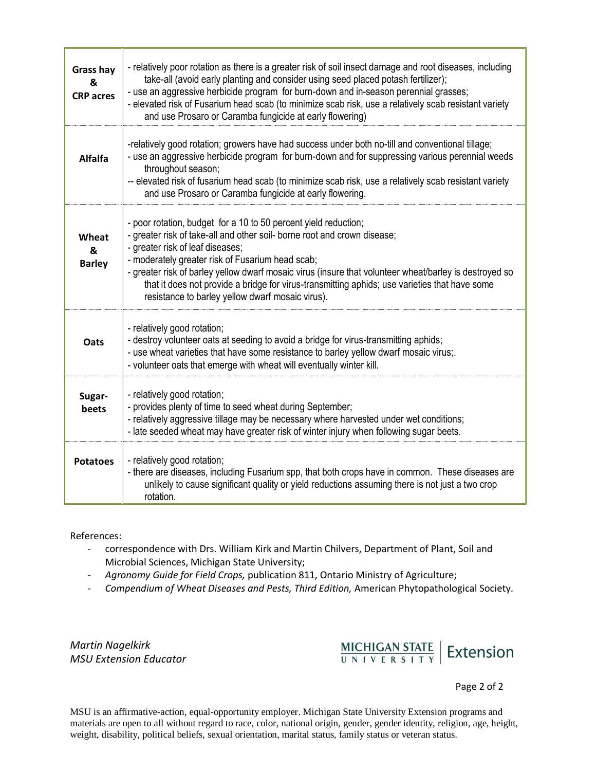| | |
|---|---|
| **Grass hay & CRP acres** | - relatively poor rotation as there is a greater risk of soil insect damage and root diseases, including take-all (avoid early planting and consider using seed placed potash fertilizer);<br>- use an aggressive herbicide program for burn-down and in-season perennial grasses;<br>- elevated risk of Fusarium head scab (to minimize scab risk, use a relatively scab resistant variety and use Prosaro or Caramba fungicide at early flowering) |
| **Alfalfa** | -relatively good rotation; growers have had success under both no-till and conventional tillage;<br>- use an aggressive herbicide program for burn-down and for suppressing various perennial weeds throughout season;<br>-- elevated risk of fusarium head scab (to minimize scab risk, use a relatively scab resistant variety and use Prosaro or Caramba fungicide at early flowering. |
| **Wheat & Barley** | - poor rotation, budget for a 10 to 50 percent yield reduction;<br>- greater risk of take-all and other soil- borne root and crown disease;<br>- greater risk of leaf diseases;<br>- moderately greater risk of Fusarium head scab;<br>- greater risk of barley yellow dwarf mosaic virus (insure that volunteer wheat/barley is destroyed so that it does not provide a bridge for virus-transmitting aphids; use varieties that have some resistance to barley yellow dwarf mosaic virus). |
| **Oats** | - relatively good rotation;<br>- destroy volunteer oats at seeding to avoid a bridge for virus-transmitting aphids;<br>- use wheat varieties that have some resistance to barley yellow dwarf mosaic virus;.<br>- volunteer oats that emerge with wheat will eventually winter kill. |
| **Sugar-beets** | - relatively good rotation;<br>- provides plenty of time to seed wheat during September;<br>- relatively aggressive tillage may be necessary where harvested under wet conditions;<br>- late seeded wheat may have greater risk of winter injury when following sugar beets. |
| **Potatoes** | - relatively good rotation;<br>- there are diseases, including Fusarium spp, that both crops have in common. These diseases are unlikely to cause significant quality or yield reductions assuming there is not just a two crop rotation. |

References:

- correspondence with Drs. William Kirk and Martin Chilvers, Department of Plant, Soil and Microbial Sciences, Michigan State University;
- *Agronomy Guide for Field Crops,* publication 811, Ontario Ministry of Agriculture;
- *Compendium of Wheat Diseases and Pests, Third Edition,* American Phytopathological Society.

*Martin Nagelkirk*
*MSU Extension Educator*

MICHIGAN STATE UNIVERSITY | Extension

MSU is an affirmative-action, equal-opportunity employer. Michigan State University Extension programs and materials are open to all without regard to race, color, national origin, gender, gender identity, religion, age, height, weight, disability, political beliefs, sexual orientation, marital status, family status or veteran status.